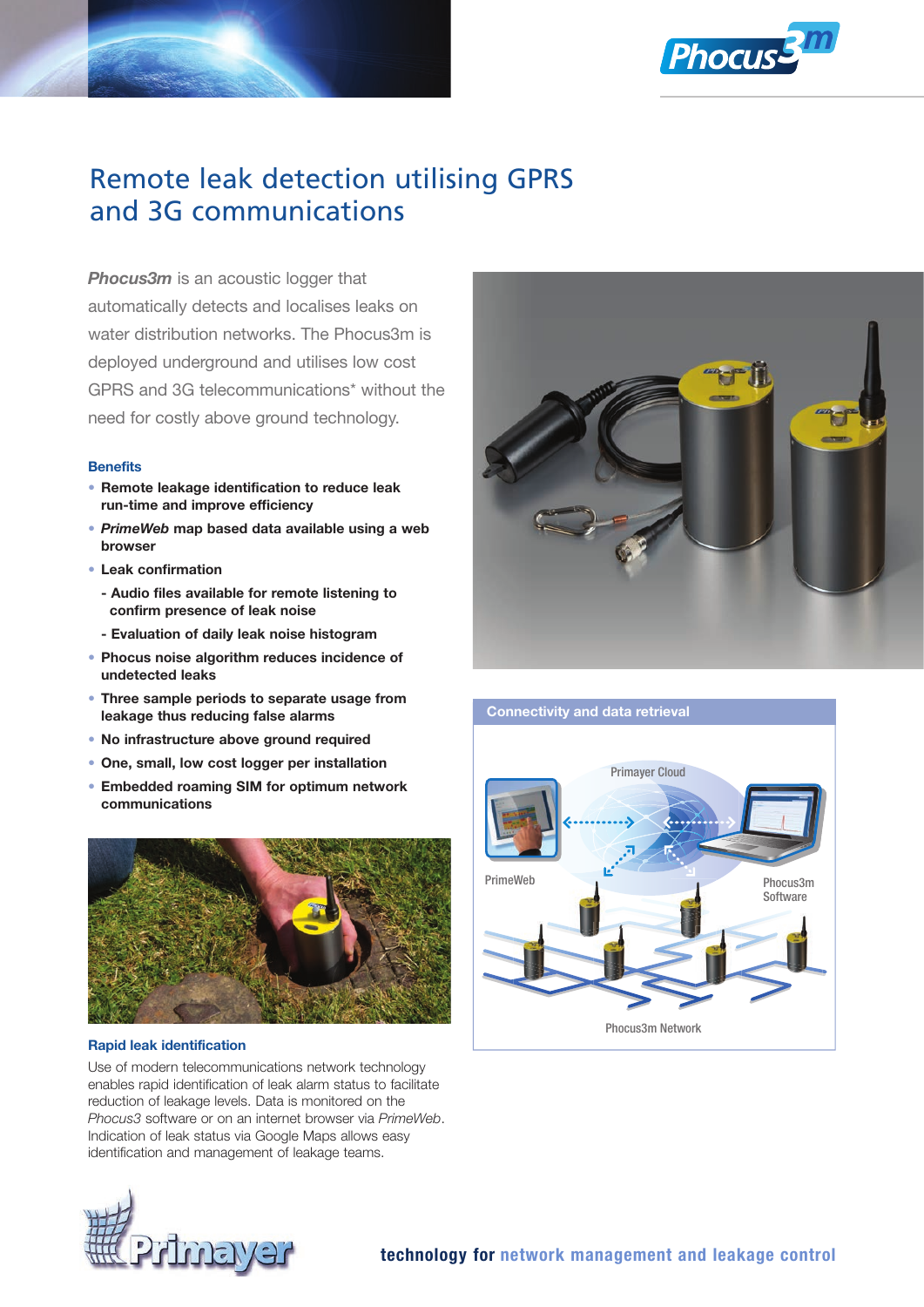# Remote leak detection utilising GPRS and 3G communications

***Phocus3m*** is an acoustic logger that automatically detects and localises leaks on water distribution networks. The Phocus3m is deployed underground and utilises low cost GPRS and 3G telecommunications* without the need for costly above ground technology.

### Benefits

- **Remote leakage identification to reduce leak run-time and improve efficiency**
- ***PrimeWeb* map based data available using a web browser**
- **Leak confirmation**
  - **- Audio files available for remote listening to confirm presence of leak noise**
  - **- Evaluation of daily leak noise histogram**
- **Phocus noise algorithm reduces incidence of undetected leaks**
- **Three sample periods to separate usage from leakage thus reducing false alarms**
- **No infrastructure above ground required**
- **One, small, low cost logger per installation**
- **Embedded roaming SIM for optimum network communications**

### Rapid leak identification

Use of modern telecommunications network technology enables rapid identification of leak alarm status to facilitate reduction of leakage levels. Data is monitored on the *Phocus3* software or on an internet browser via *PrimeWeb*. Indication of leak status via Google Maps allows easy identification and management of leakage teams.

### Connectivity and data retrieval

Primayer Cloud

PrimeWeb

Phocus3m Software

Phocus3m Network

**technology for network management and leakage control**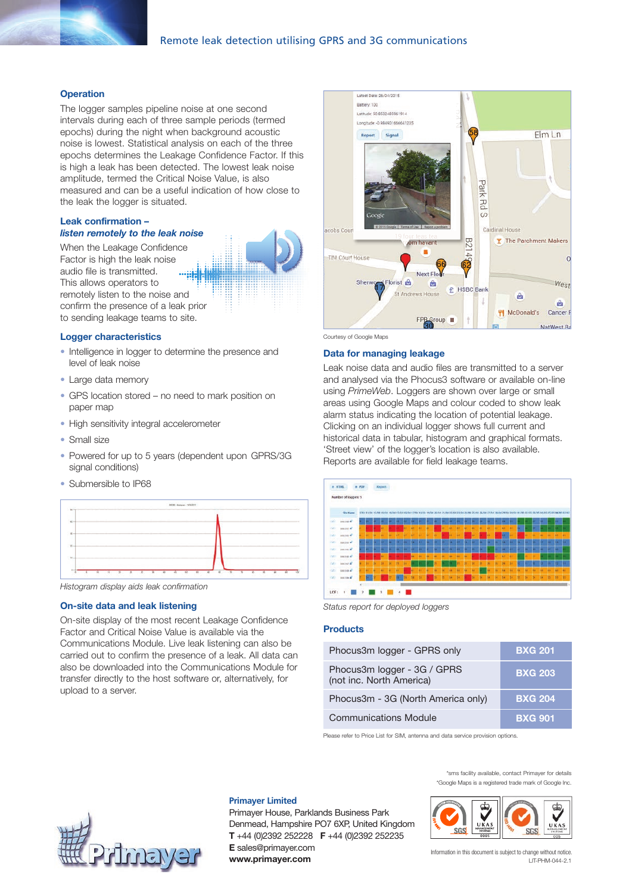## Operation

The logger samples pipeline noise at one second intervals during each of three sample periods (termed epochs) during the night when background acoustic noise is lowest. Statistical analysis on each of the three epochs determines the Leakage Confidence Factor. If this is high a leak has been detected. The lowest leak noise amplitude, termed the Critical Noise Value, is also measured and can be a useful indication of how close to the leak the logger is situated.

## Leak confirmation – *listen remotely to the leak noise*

When the Leakage Confidence Factor is high the leak noise audio file is transmitted. This allows operators to remotely listen to the noise and confirm the presence of a leak prior to sending leakage teams to site.

## Logger characteristics

- Intelligence in logger to determine the presence and level of leak noise
- Large data memory
- GPS location stored – no need to mark position on paper map
- High sensitivity integral accelerometer
- Small size
- Powered for up to 5 years (dependent upon GPRS/3G signal conditions)
- Submersible to IP68

*Histogram display aids leak confirmation*

## On-site data and leak listening

On-site display of the most recent Leakage Confidence Factor and Critical Noise Value is available via the Communications Module. Live leak listening can also be carried out to confirm the presence of a leak. All data can also be downloaded into the Communications Module for transfer directly to the host software or, alternatively, for upload to a server.

Courtesy of Google Maps

## Data for managing leakage

Leak noise data and audio files are transmitted to a server and analysed via the Phocus3 software or available on-line using *PrimeWeb*. Loggers are shown over large or small areas using Google Maps and colour coded to show leak alarm status indicating the location of potential leakage. Clicking on an individual logger shows full current and historical data in tabular, histogram and graphical formats. 'Street view' of the logger's location is also available. Reports are available for field leakage teams.

*Status report for deployed loggers*

## Products

| | |
|---|---|
| Phocus3m logger - GPRS only | **BXG 201** |
| Phocus3m logger - 3G / GPRS (not inc. North America) | **BXG 203** |
| Phocus3m - 3G (North America only) | **BXG 204** |
| Communications Module | **BXG 901** |

Please refer to Price List for SIM, antenna and data service provision options.

*sms facility available, contact Primayer for details

*Google Maps is a registered trade mark of Google Inc.

**Primayer Limited**
Primayer House, Parklands Business Park
Denmead, Hampshire PO7 6XP, United Kingdom
**T** +44 (0)2392 252228 **F** +44 (0)2392 252235
**E** sales@primayer.com
**www.primayer.com**

Information in this document is subject to change without notice.
LIT-PHM-044-2.1